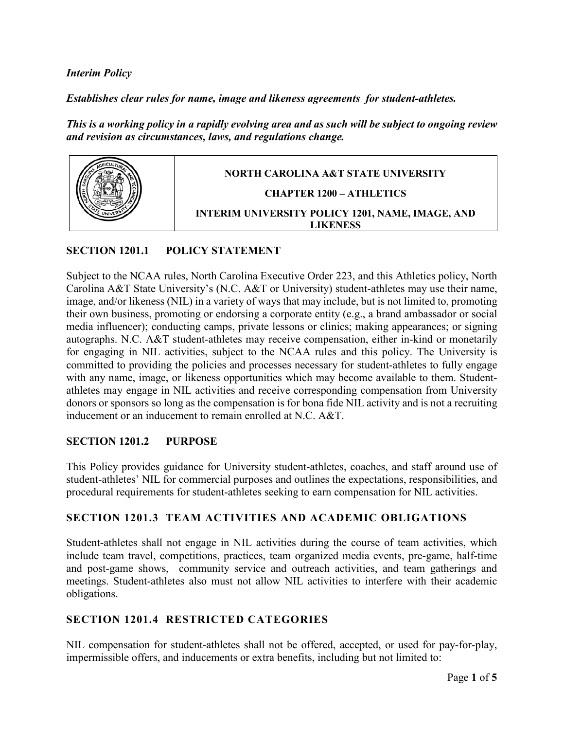***Interim Policy***

***Establishes clear rules for name, image and likeness agreements for student-athletes.***

***This is a working policy in a rapidly evolving area and as such will be subject to ongoing review and revision as circumstances, laws, and regulations change.***

| | NORTH CAROLINA A&T STATE UNIVERSITY<br>CHAPTER 1200 – ATHLETICS<br>INTERIM UNIVERSITY POLICY 1201, NAME, IMAGE, AND LIKENESS |
|---|---|

## SECTION 1201.1 POLICY STATEMENT

Subject to the NCAA rules, North Carolina Executive Order 223, and this Athletics policy, North Carolina A&T State University's (N.C. A&T or University) student-athletes may use their name, image, and/or likeness (NIL) in a variety of ways that may include, but is not limited to, promoting their own business, promoting or endorsing a corporate entity (e.g., a brand ambassador or social media influencer); conducting camps, private lessons or clinics; making appearances; or signing autographs. N.C. A&T student-athletes may receive compensation, either in-kind or monetarily for engaging in NIL activities, subject to the NCAA rules and this policy. The University is committed to providing the policies and processes necessary for student-athletes to fully engage with any name, image, or likeness opportunities which may become available to them. Student-athletes may engage in NIL activities and receive corresponding compensation from University donors or sponsors so long as the compensation is for bona fide NIL activity and is not a recruiting inducement or an inducement to remain enrolled at N.C. A&T.

## SECTION 1201.2 PURPOSE

This Policy provides guidance for University student-athletes, coaches, and staff around use of student-athletes' NIL for commercial purposes and outlines the expectations, responsibilities, and procedural requirements for student-athletes seeking to earn compensation for NIL activities.

## SECTION 1201.3 TEAM ACTIVITIES AND ACADEMIC OBLIGATIONS

Student-athletes shall not engage in NIL activities during the course of team activities, which include team travel, competitions, practices, team organized media events, pre-game, half-time and post-game shows, community service and outreach activities, and team gatherings and meetings. Student-athletes also must not allow NIL activities to interfere with their academic obligations.

## SECTION 1201.4 RESTRICTED CATEGORIES

NIL compensation for student-athletes shall not be offered, accepted, or used for pay-for-play, impermissible offers, and inducements or extra benefits, including but not limited to: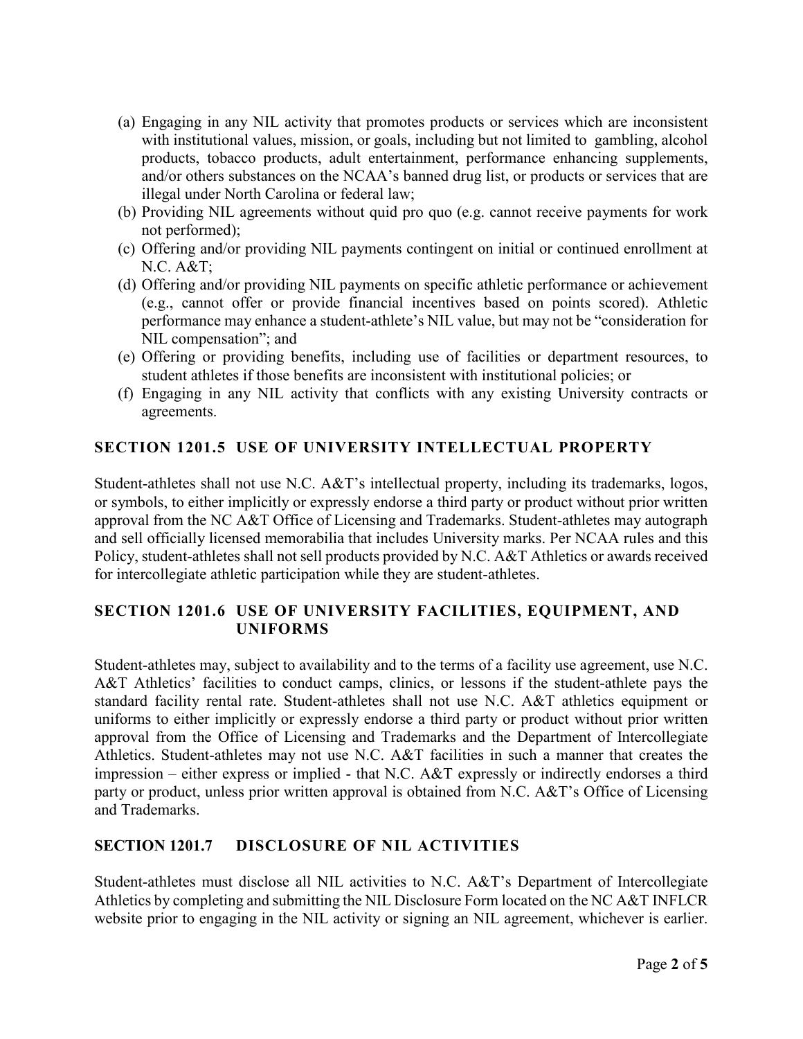(a) Engaging in any NIL activity that promotes products or services which are inconsistent with institutional values, mission, or goals, including but not limited to gambling, alcohol products, tobacco products, adult entertainment, performance enhancing supplements, and/or others substances on the NCAA's banned drug list, or products or services that are illegal under North Carolina or federal law;

(b) Providing NIL agreements without quid pro quo (e.g. cannot receive payments for work not performed);

(c) Offering and/or providing NIL payments contingent on initial or continued enrollment at N.C. A&T;

(d) Offering and/or providing NIL payments on specific athletic performance or achievement (e.g., cannot offer or provide financial incentives based on points scored). Athletic performance may enhance a student-athlete's NIL value, but may not be "consideration for NIL compensation"; and

(e) Offering or providing benefits, including use of facilities or department resources, to student athletes if those benefits are inconsistent with institutional policies; or

(f) Engaging in any NIL activity that conflicts with any existing University contracts or agreements.

## SECTION 1201.5 USE OF UNIVERSITY INTELLECTUAL PROPERTY

Student-athletes shall not use N.C. A&T's intellectual property, including its trademarks, logos, or symbols, to either implicitly or expressly endorse a third party or product without prior written approval from the NC A&T Office of Licensing and Trademarks. Student-athletes may autograph and sell officially licensed memorabilia that includes University marks. Per NCAA rules and this Policy, student-athletes shall not sell products provided by N.C. A&T Athletics or awards received for intercollegiate athletic participation while they are student-athletes.

## SECTION 1201.6 USE OF UNIVERSITY FACILITIES, EQUIPMENT, AND UNIFORMS

Student-athletes may, subject to availability and to the terms of a facility use agreement, use N.C. A&T Athletics' facilities to conduct camps, clinics, or lessons if the student-athlete pays the standard facility rental rate. Student-athletes shall not use N.C. A&T athletics equipment or uniforms to either implicitly or expressly endorse a third party or product without prior written approval from the Office of Licensing and Trademarks and the Department of Intercollegiate Athletics. Student-athletes may not use N.C. A&T facilities in such a manner that creates the impression – either express or implied - that N.C. A&T expressly or indirectly endorses a third party or product, unless prior written approval is obtained from N.C. A&T's Office of Licensing and Trademarks.

## SECTION 1201.7 DISCLOSURE OF NIL ACTIVITIES

Student-athletes must disclose all NIL activities to N.C. A&T's Department of Intercollegiate Athletics by completing and submitting the NIL Disclosure Form located on the NC A&T INFLCR website prior to engaging in the NIL activity or signing an NIL agreement, whichever is earlier.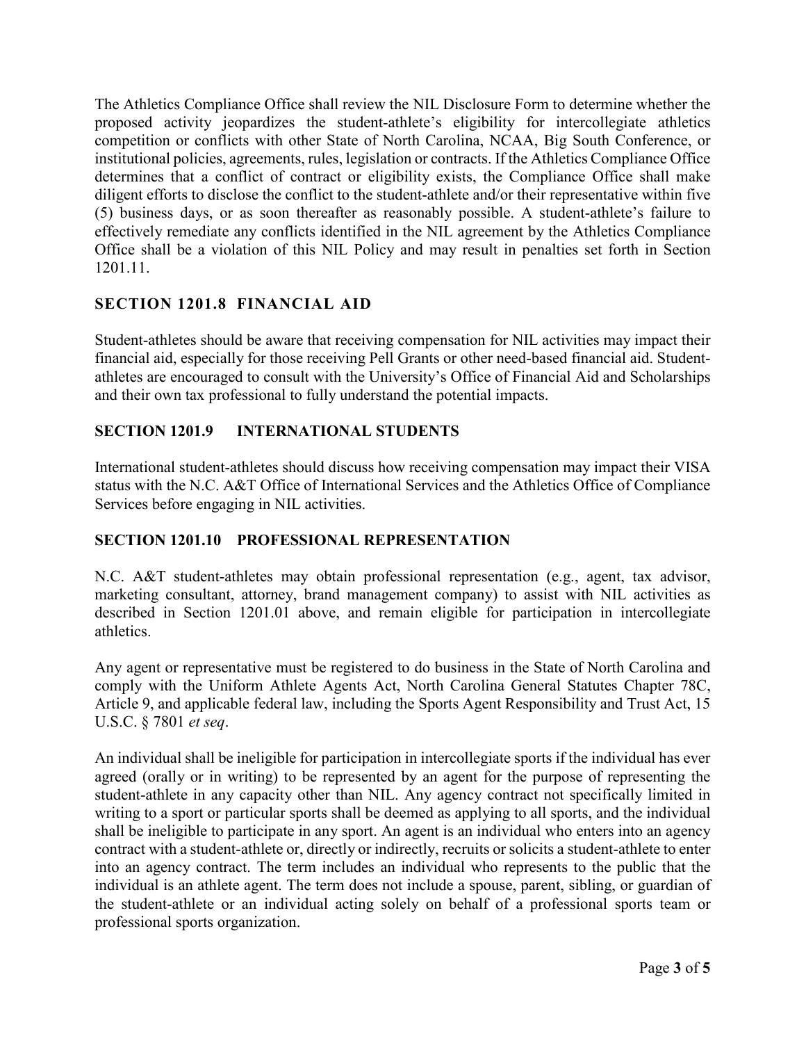The Athletics Compliance Office shall review the NIL Disclosure Form to determine whether the proposed activity jeopardizes the student-athlete's eligibility for intercollegiate athletics competition or conflicts with other State of North Carolina, NCAA, Big South Conference, or institutional policies, agreements, rules, legislation or contracts. If the Athletics Compliance Office determines that a conflict of contract or eligibility exists, the Compliance Office shall make diligent efforts to disclose the conflict to the student-athlete and/or their representative within five (5) business days, or as soon thereafter as reasonably possible. A student-athlete's failure to effectively remediate any conflicts identified in the NIL agreement by the Athletics Compliance Office shall be a violation of this NIL Policy and may result in penalties set forth in Section 1201.11.

## SECTION 1201.8 FINANCIAL AID

Student-athletes should be aware that receiving compensation for NIL activities may impact their financial aid, especially for those receiving Pell Grants or other need-based financial aid. Student-athletes are encouraged to consult with the University's Office of Financial Aid and Scholarships and their own tax professional to fully understand the potential impacts.

## SECTION 1201.9 INTERNATIONAL STUDENTS

International student-athletes should discuss how receiving compensation may impact their VISA status with the N.C. A&T Office of International Services and the Athletics Office of Compliance Services before engaging in NIL activities.

## SECTION 1201.10 PROFESSIONAL REPRESENTATION

N.C. A&T student-athletes may obtain professional representation (e.g., agent, tax advisor, marketing consultant, attorney, brand management company) to assist with NIL activities as described in Section 1201.01 above, and remain eligible for participation in intercollegiate athletics.

Any agent or representative must be registered to do business in the State of North Carolina and comply with the Uniform Athlete Agents Act, North Carolina General Statutes Chapter 78C, Article 9, and applicable federal law, including the Sports Agent Responsibility and Trust Act, 15 U.S.C. § 7801 *et seq*.

An individual shall be ineligible for participation in intercollegiate sports if the individual has ever agreed (orally or in writing) to be represented by an agent for the purpose of representing the student-athlete in any capacity other than NIL. Any agency contract not specifically limited in writing to a sport or particular sports shall be deemed as applying to all sports, and the individual shall be ineligible to participate in any sport. An agent is an individual who enters into an agency contract with a student-athlete or, directly or indirectly, recruits or solicits a student-athlete to enter into an agency contract. The term includes an individual who represents to the public that the individual is an athlete agent. The term does not include a spouse, parent, sibling, or guardian of the student-athlete or an individual acting solely on behalf of a professional sports team or professional sports organization.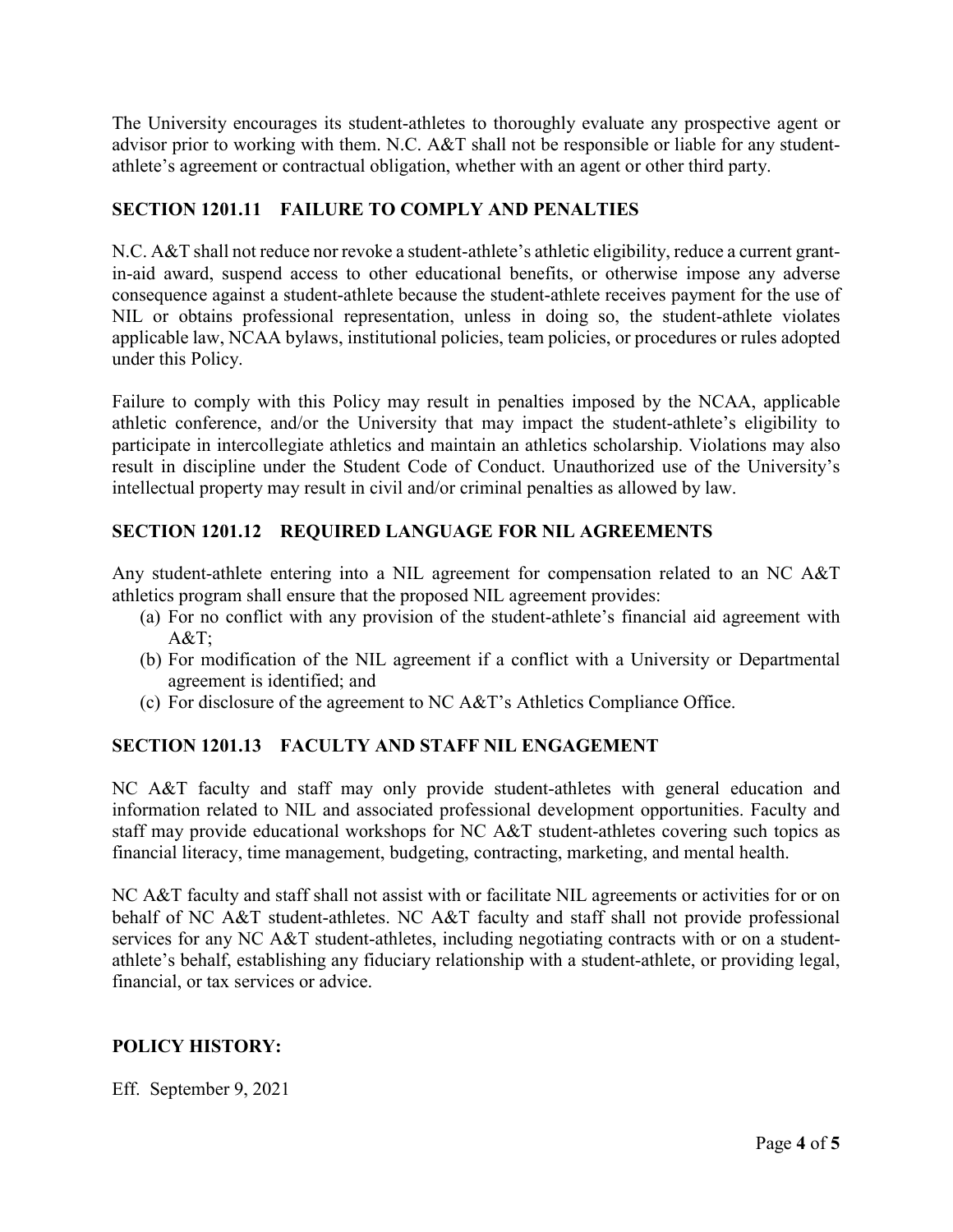The University encourages its student-athletes to thoroughly evaluate any prospective agent or advisor prior to working with them. N.C. A&T shall not be responsible or liable for any student-athlete's agreement or contractual obligation, whether with an agent or other third party.

## SECTION 1201.11 FAILURE TO COMPLY AND PENALTIES

N.C. A&T shall not reduce nor revoke a student-athlete's athletic eligibility, reduce a current grant-in-aid award, suspend access to other educational benefits, or otherwise impose any adverse consequence against a student-athlete because the student-athlete receives payment for the use of NIL or obtains professional representation, unless in doing so, the student-athlete violates applicable law, NCAA bylaws, institutional policies, team policies, or procedures or rules adopted under this Policy.

Failure to comply with this Policy may result in penalties imposed by the NCAA, applicable athletic conference, and/or the University that may impact the student-athlete's eligibility to participate in intercollegiate athletics and maintain an athletics scholarship. Violations may also result in discipline under the Student Code of Conduct. Unauthorized use of the University's intellectual property may result in civil and/or criminal penalties as allowed by law.

## SECTION 1201.12 REQUIRED LANGUAGE FOR NIL AGREEMENTS

Any student-athlete entering into a NIL agreement for compensation related to an NC A&T athletics program shall ensure that the proposed NIL agreement provides:

(a) For no conflict with any provision of the student-athlete's financial aid agreement with A&T;
(b) For modification of the NIL agreement if a conflict with a University or Departmental agreement is identified; and
(c) For disclosure of the agreement to NC A&T's Athletics Compliance Office.

## SECTION 1201.13 FACULTY AND STAFF NIL ENGAGEMENT

NC A&T faculty and staff may only provide student-athletes with general education and information related to NIL and associated professional development opportunities. Faculty and staff may provide educational workshops for NC A&T student-athletes covering such topics as financial literacy, time management, budgeting, contracting, marketing, and mental health.

NC A&T faculty and staff shall not assist with or facilitate NIL agreements or activities for or on behalf of NC A&T student-athletes. NC A&T faculty and staff shall not provide professional services for any NC A&T student-athletes, including negotiating contracts with or on a student-athlete's behalf, establishing any fiduciary relationship with a student-athlete, or providing legal, financial, or tax services or advice.

## POLICY HISTORY:

Eff. September 9, 2021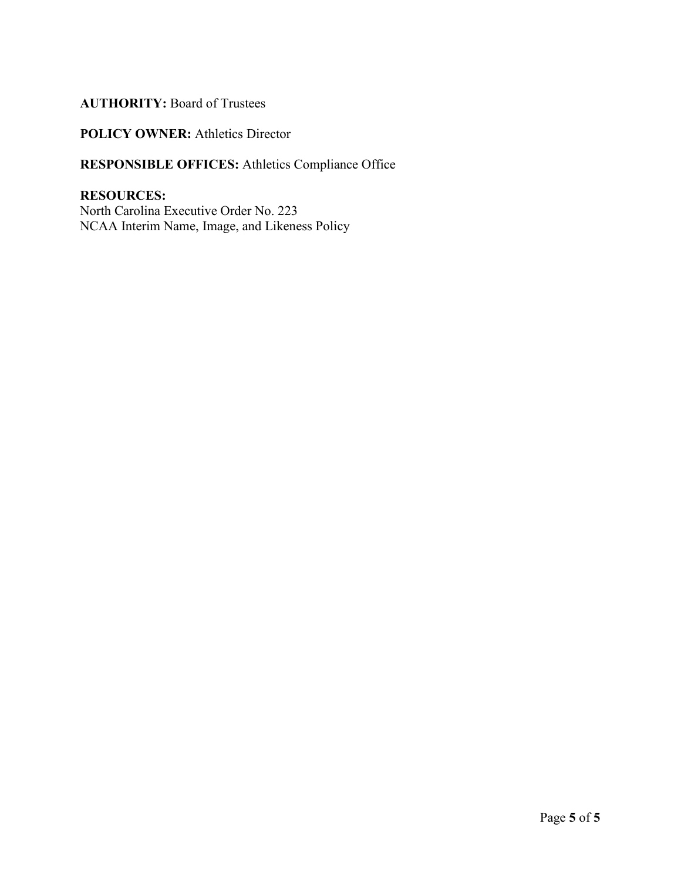**AUTHORITY:** Board of Trustees

**POLICY OWNER:** Athletics Director

**RESPONSIBLE OFFICES:** Athletics Compliance Office

**RESOURCES:**
North Carolina Executive Order No. 223
NCAA Interim Name, Image, and Likeness Policy